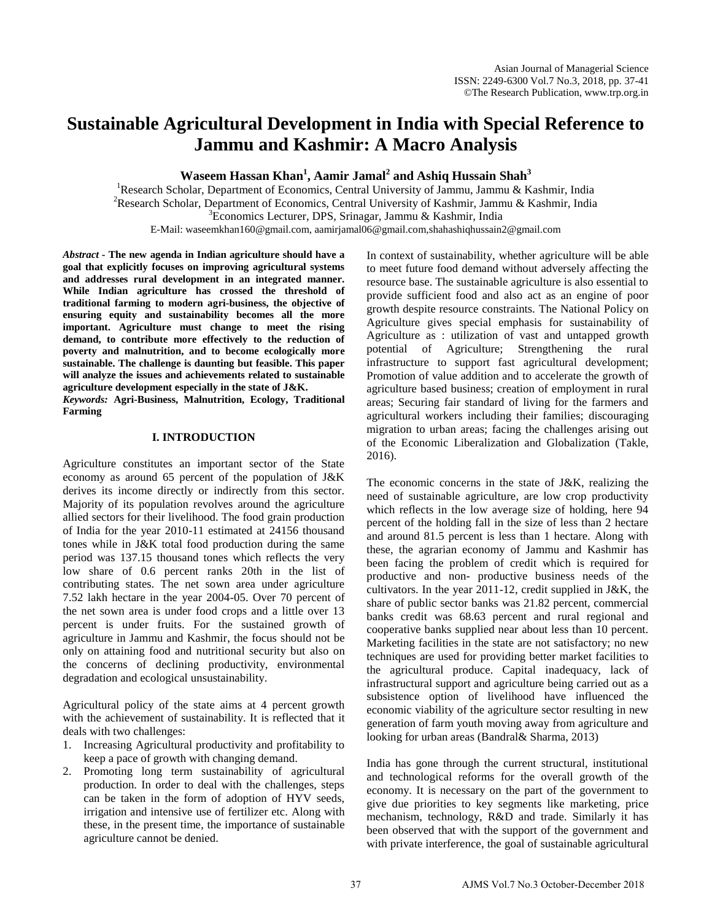# Sustainable Agricultural Development in India with Special Reference to Jammu and Kashmir: A Macro Analysis

**Waseem Hassan Khan[1], Aamir Jamal[2] and Ashiq Hussain Shah[3]**

[1]Research Scholar, Department of Economics, Central University of Jammu, Jammu & Kashmir, India
[2]Research Scholar, Department of Economics, Central University of Kashmir, Jammu & Kashmir, India
[3]Economics Lecturer, DPS, Srinagar, Jammu & Kashmir, India
E-Mail: waseemkhan160@gmail.com, aamirjamal06@gmail.com,shahashiqhussain2@gmail.com

***Abstract*** - **The new agenda in Indian agriculture should have a goal that explicitly focuses on improving agricultural systems and addresses rural development in an integrated manner. While Indian agriculture has crossed the threshold of traditional farming to modern agri-business, the objective of ensuring equity and sustainability becomes all the more important. Agriculture must change to meet the rising demand, to contribute more effectively to the reduction of poverty and malnutrition, and to become ecologically more sustainable. The challenge is daunting but feasible. This paper will analyze the issues and achievements related to sustainable agriculture development especially in the state of J&K.**

***Keywords:*** **Agri-Business, Malnutrition, Ecology, Traditional Farming**

## I. INTRODUCTION

Agriculture constitutes an important sector of the State economy as around 65 percent of the population of J&K derives its income directly or indirectly from this sector. Majority of its population revolves around the agriculture allied sectors for their livelihood. The food grain production of India for the year 2010-11 estimated at 24156 thousand tones while in J&K total food production during the same period was 137.15 thousand tones which reflects the very low share of 0.6 percent ranks 20th in the list of contributing states. The net sown area under agriculture 7.52 lakh hectare in the year 2004-05. Over 70 percent of the net sown area is under food crops and a little over 13 percent is under fruits. For the sustained growth of agriculture in Jammu and Kashmir, the focus should not be only on attaining food and nutritional security but also on the concerns of declining productivity, environmental degradation and ecological unsustainability.

Agricultural policy of the state aims at 4 percent growth with the achievement of sustainability. It is reflected that it deals with two challenges:

1. Increasing Agricultural productivity and profitability to keep a pace of growth with changing demand.
2. Promoting long term sustainability of agricultural production. In order to deal with the challenges, steps can be taken in the form of adoption of HYV seeds, irrigation and intensive use of fertilizer etc. Along with these, in the present time, the importance of sustainable agriculture cannot be denied.

In context of sustainability, whether agriculture will be able to meet future food demand without adversely affecting the resource base. The sustainable agriculture is also essential to provide sufficient food and also act as an engine of poor growth despite resource constraints. The National Policy on Agriculture gives special emphasis for sustainability of Agriculture as : utilization of vast and untapped growth potential of Agriculture; Strengthening the rural infrastructure to support fast agricultural development; Promotion of value addition and to accelerate the growth of agriculture based business; creation of employment in rural areas; Securing fair standard of living for the farmers and agricultural workers including their families; discouraging migration to urban areas; facing the challenges arising out of the Economic Liberalization and Globalization (Takle, 2016).

The economic concerns in the state of J&K, realizing the need of sustainable agriculture, are low crop productivity which reflects in the low average size of holding, here 94 percent of the holding fall in the size of less than 2 hectare and around 81.5 percent is less than 1 hectare. Along with these, the agrarian economy of Jammu and Kashmir has been facing the problem of credit which is required for productive and non- productive business needs of the cultivators. In the year 2011-12, credit supplied in J&K, the share of public sector banks was 21.82 percent, commercial banks credit was 68.63 percent and rural regional and cooperative banks supplied near about less than 10 percent. Marketing facilities in the state are not satisfactory; no new techniques are used for providing better market facilities to the agricultural produce. Capital inadequacy, lack of infrastructural support and agriculture being carried out as a subsistence option of livelihood have influenced the economic viability of the agriculture sector resulting in new generation of farm youth moving away from agriculture and looking for urban areas (Bandral& Sharma, 2013)

India has gone through the current structural, institutional and technological reforms for the overall growth of the economy. It is necessary on the part of the government to give due priorities to key segments like marketing, price mechanism, technology, R&D and trade. Similarly it has been observed that with the support of the government and with private interference, the goal of sustainable agricultural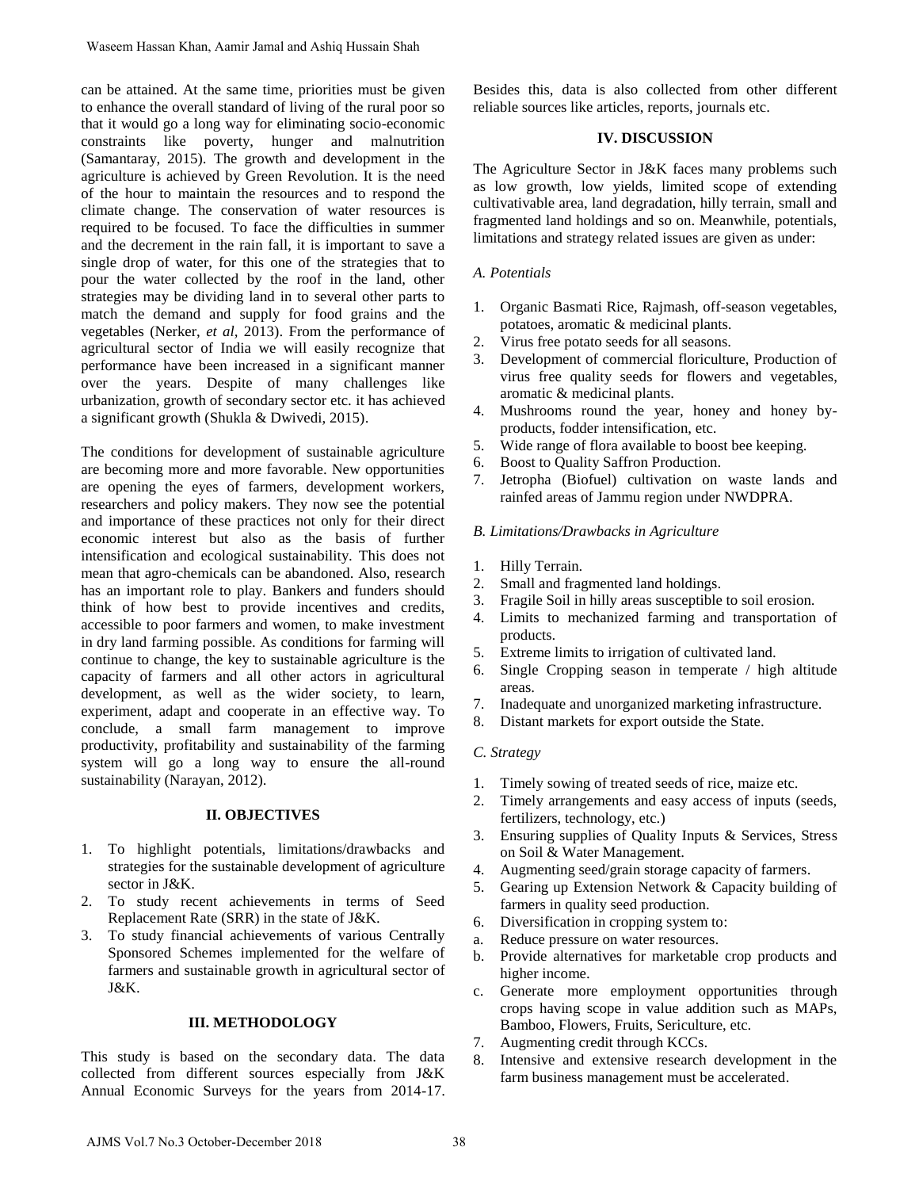can be attained. At the same time, priorities must be given to enhance the overall standard of living of the rural poor so that it would go a long way for eliminating socio-economic constraints like poverty, hunger and malnutrition (Samantaray, 2015). The growth and development in the agriculture is achieved by Green Revolution. It is the need of the hour to maintain the resources and to respond the climate change. The conservation of water resources is required to be focused. To face the difficulties in summer and the decrement in the rain fall, it is important to save a single drop of water, for this one of the strategies that to pour the water collected by the roof in the land, other strategies may be dividing land in to several other parts to match the demand and supply for food grains and the vegetables (Nerker, *et al*, 2013). From the performance of agricultural sector of India we will easily recognize that performance have been increased in a significant manner over the years. Despite of many challenges like urbanization, growth of secondary sector etc. it has achieved a significant growth (Shukla & Dwivedi, 2015).

The conditions for development of sustainable agriculture are becoming more and more favorable. New opportunities are opening the eyes of farmers, development workers, researchers and policy makers. They now see the potential and importance of these practices not only for their direct economic interest but also as the basis of further intensification and ecological sustainability. This does not mean that agro-chemicals can be abandoned. Also, research has an important role to play. Bankers and funders should think of how best to provide incentives and credits, accessible to poor farmers and women, to make investment in dry land farming possible. As conditions for farming will continue to change, the key to sustainable agriculture is the capacity of farmers and all other actors in agricultural development, as well as the wider society, to learn, experiment, adapt and cooperate in an effective way. To conclude, a small farm management to improve productivity, profitability and sustainability of the farming system will go a long way to ensure the all-round sustainability (Narayan, 2012).

## II. OBJECTIVES

1. To highlight potentials, limitations/drawbacks and strategies for the sustainable development of agriculture sector in J&K.
2. To study recent achievements in terms of Seed Replacement Rate (SRR) in the state of J&K.
3. To study financial achievements of various Centrally Sponsored Schemes implemented for the welfare of farmers and sustainable growth in agricultural sector of J&K.

## III. METHODOLOGY

This study is based on the secondary data. The data collected from different sources especially from J&K Annual Economic Surveys for the years from 2014-17. Besides this, data is also collected from other different reliable sources like articles, reports, journals etc.

## IV. DISCUSSION

The Agriculture Sector in J&K faces many problems such as low growth, low yields, limited scope of extending cultivatable area, land degradation, hilly terrain, small and fragmented land holdings and so on. Meanwhile, potentials, limitations and strategy related issues are given as under:

### *A. Potentials*

1. Organic Basmati Rice, Rajmash, off-season vegetables, potatoes, aromatic & medicinal plants.
2. Virus free potato seeds for all seasons.
3. Development of commercial floriculture, Production of virus free quality seeds for flowers and vegetables, aromatic & medicinal plants.
4. Mushrooms round the year, honey and honey by-products, fodder intensification, etc.
5. Wide range of flora available to boost bee keeping.
6. Boost to Quality Saffron Production.
7. Jetropha (Biofuel) cultivation on waste lands and rainfed areas of Jammu region under NWDPRA.

### *B. Limitations/Drawbacks in Agriculture*

1. Hilly Terrain.
2. Small and fragmented land holdings.
3. Fragile Soil in hilly areas susceptible to soil erosion.
4. Limits to mechanized farming and transportation of products.
5. Extreme limits to irrigation of cultivated land.
6. Single Cropping season in temperate / high altitude areas.
7. Inadequate and unorganized marketing infrastructure.
8. Distant markets for export outside the State.

### *C. Strategy*

1. Timely sowing of treated seeds of rice, maize etc.
2. Timely arrangements and easy access of inputs (seeds, fertilizers, technology, etc.)
3. Ensuring supplies of Quality Inputs & Services, Stress on Soil & Water Management.
4. Augmenting seed/grain storage capacity of farmers.
5. Gearing up Extension Network & Capacity building of farmers in quality seed production.
6. Diversification in cropping system to:
   a. Reduce pressure on water resources.
   b. Provide alternatives for marketable crop products and higher income.
   c. Generate more employment opportunities through crops having scope in value addition such as MAPs, Bamboo, Flowers, Fruits, Sericulture, etc.
7. Augmenting credit through KCCs.
8. Intensive and extensive research development in the farm business management must be accelerated.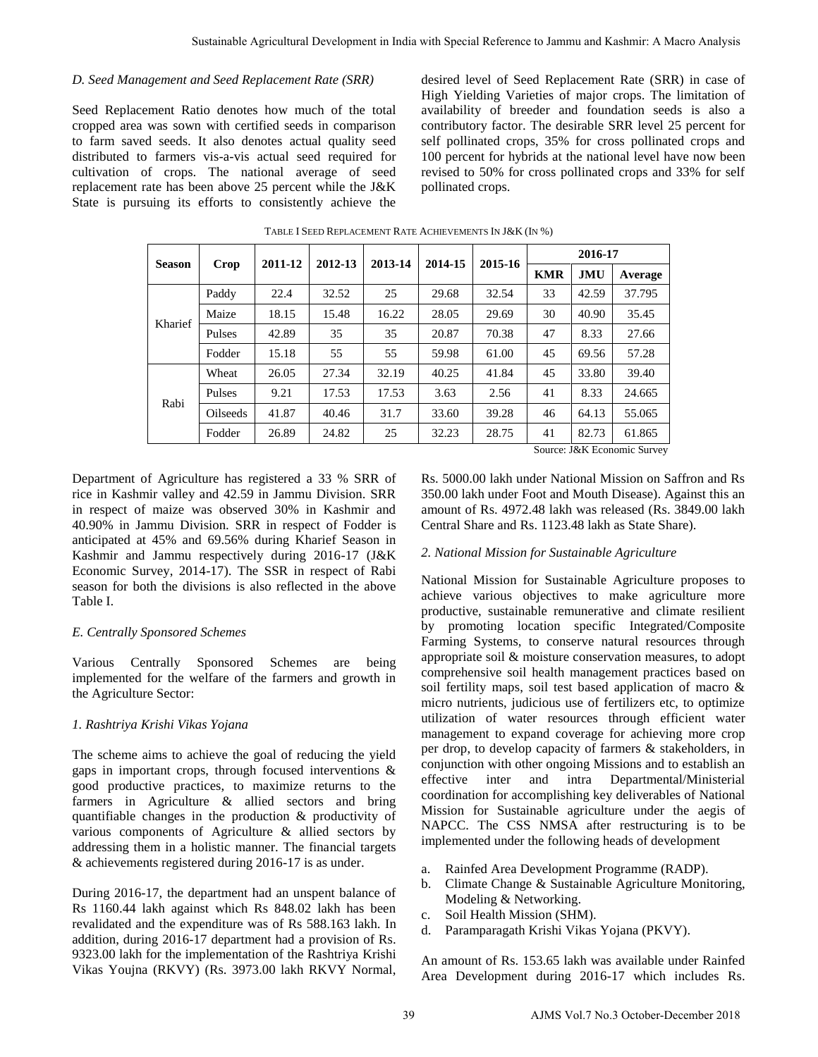### D. Seed Management and Seed Replacement Rate (SRR)

Seed Replacement Ratio denotes how much of the total cropped area was sown with certified seeds in comparison to farm saved seeds. It also denotes actual quality seed distributed to farmers vis-a-vis actual seed required for cultivation of crops. The national average of seed replacement rate has been above 25 percent while the J&K State is pursuing its efforts to consistently achieve the desired level of Seed Replacement Rate (SRR) in case of High Yielding Varieties of major crops. The limitation of availability of breeder and foundation seeds is also a contributory factor. The desirable SRR level 25 percent for self pollinated crops, 35% for cross pollinated crops and 100 percent for hybrids at the national level have now been revised to 50% for cross pollinated crops and 33% for self pollinated crops.

TABLE I SEED REPLACEMENT RATE ACHIEVEMENTS IN J&K (IN %)

| Season | Crop | 2011-12 | 2012-13 | 2013-14 | 2014-15 | 2015-16 | 2016-17 | | |
|---|---|---|---|---|---|---|---|---|---|
| | | | | | | | KMR | JMU | Average |
| Kharief | Paddy | 22.4 | 32.52 | 25 | 29.68 | 32.54 | 33 | 42.59 | 37.795 |
| | Maize | 18.15 | 15.48 | 16.22 | 28.05 | 29.69 | 30 | 40.90 | 35.45 |
| | Pulses | 42.89 | 35 | 35 | 20.87 | 70.38 | 47 | 8.33 | 27.66 |
| | Fodder | 15.18 | 55 | 55 | 59.98 | 61.00 | 45 | 69.56 | 57.28 |
| Rabi | Wheat | 26.05 | 27.34 | 32.19 | 40.25 | 41.84 | 45 | 33.80 | 39.40 |
| | Pulses | 9.21 | 17.53 | 17.53 | 3.63 | 2.56 | 41 | 8.33 | 24.665 |
| | Oilseeds | 41.87 | 40.46 | 31.7 | 33.60 | 39.28 | 46 | 64.13 | 55.065 |
| | Fodder | 26.89 | 24.82 | 25 | 32.23 | 28.75 | 41 | 82.73 | 61.865 |

Source: J&K Economic Survey

Department of Agriculture has registered a 33 % SRR of rice in Kashmir valley and 42.59 in Jammu Division. SRR in respect of maize was observed 30% in Kashmir and 40.90% in Jammu Division. SRR in respect of Fodder is anticipated at 45% and 69.56% during Kharief Season in Kashmir and Jammu respectively during 2016-17 (J&K Economic Survey, 2014-17). The SSR in respect of Rabi season for both the divisions is also reflected in the above Table I.

### E. Centrally Sponsored Schemes

Various Centrally Sponsored Schemes are being implemented for the welfare of the farmers and growth in the Agriculture Sector:

#### 1. Rashtriya Krishi Vikas Yojana

The scheme aims to achieve the goal of reducing the yield gaps in important crops, through focused interventions & good productive practices, to maximize returns to the farmers in Agriculture & allied sectors and bring quantifiable changes in the production & productivity of various components of Agriculture & allied sectors by addressing them in a holistic manner. The financial targets & achievements registered during 2016-17 is as under.

During 2016-17, the department had an unspent balance of Rs 1160.44 lakh against which Rs 848.02 lakh has been revalidated and the expenditure was of Rs 588.163 lakh. In addition, during 2016-17 department had a provision of Rs. 9323.00 lakh for the implementation of the Rashtriya Krishi Vikas Youjna (RKVY) (Rs. 3973.00 lakh RKVY Normal, Rs. 5000.00 lakh under National Mission on Saffron and Rs 350.00 lakh under Foot and Mouth Disease). Against this an amount of Rs. 4972.48 lakh was released (Rs. 3849.00 lakh Central Share and Rs. 1123.48 lakh as State Share).

#### 2. National Mission for Sustainable Agriculture

National Mission for Sustainable Agriculture proposes to achieve various objectives to make agriculture more productive, sustainable remunerative and climate resilient by promoting location specific Integrated/Composite Farming Systems, to conserve natural resources through appropriate soil & moisture conservation measures, to adopt comprehensive soil health management practices based on soil fertility maps, soil test based application of macro & micro nutrients, judicious use of fertilizers etc, to optimize utilization of water resources through efficient water management to expand coverage for achieving more crop per drop, to develop capacity of farmers & stakeholders, in conjunction with other ongoing Missions and to establish an effective inter and intra Departmental/Ministerial coordination for accomplishing key deliverables of National Mission for Sustainable agriculture under the aegis of NAPCC. The CSS NMSA after restructuring is to be implemented under the following heads of development

a. Rainfed Area Development Programme (RADP).
b. Climate Change & Sustainable Agriculture Monitoring, Modeling & Networking.
c. Soil Health Mission (SHM).
d. Paramparagath Krishi Vikas Yojana (PKVY).

An amount of Rs. 153.65 lakh was available under Rainfed Area Development during 2016-17 which includes Rs.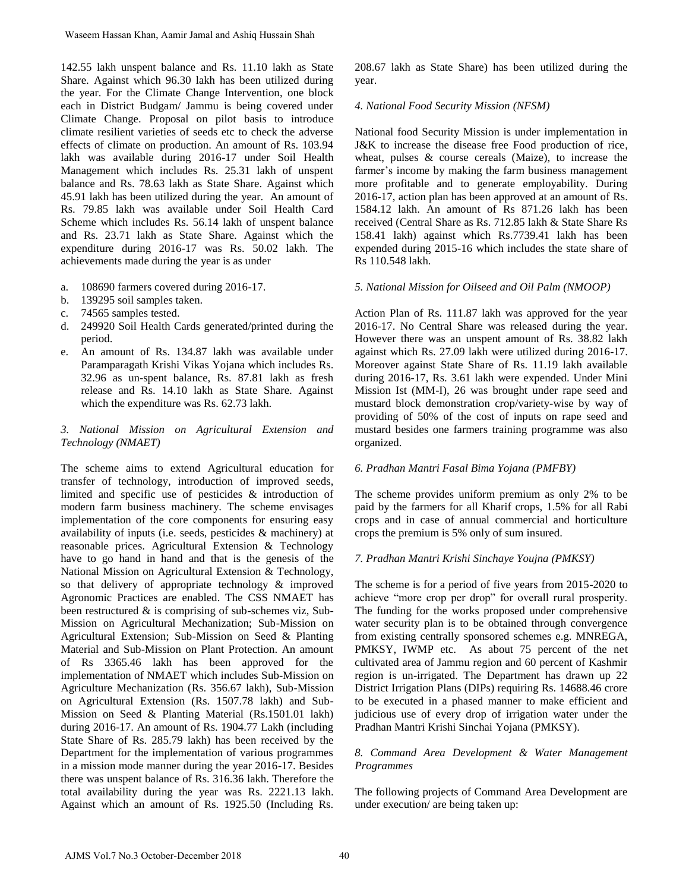142.55 lakh unspent balance and Rs. 11.10 lakh as State Share. Against which 96.30 lakh has been utilized during the year. For the Climate Change Intervention, one block each in District Budgam/ Jammu is being covered under Climate Change. Proposal on pilot basis to introduce climate resilient varieties of seeds etc to check the adverse effects of climate on production. An amount of Rs. 103.94 lakh was available during 2016-17 under Soil Health Management which includes Rs. 25.31 lakh of unspent balance and Rs. 78.63 lakh as State Share. Against which 45.91 lakh has been utilized during the year. An amount of Rs. 79.85 lakh was available under Soil Health Card Scheme which includes Rs. 56.14 lakh of unspent balance and Rs. 23.71 lakh as State Share. Against which the expenditure during 2016-17 was Rs. 50.02 lakh. The achievements made during the year is as under

a. 108690 farmers covered during 2016-17.
b. 139295 soil samples taken.
c. 74565 samples tested.
d. 249920 Soil Health Cards generated/printed during the period.
e. An amount of Rs. 134.87 lakh was available under Paramparagath Krishi Vikas Yojana which includes Rs. 32.96 as un-spent balance, Rs. 87.81 lakh as fresh release and Rs. 14.10 lakh as State Share. Against which the expenditure was Rs. 62.73 lakh.

*3. National Mission on Agricultural Extension and Technology (NMAET)*

The scheme aims to extend Agricultural education for transfer of technology, introduction of improved seeds, limited and specific use of pesticides & introduction of modern farm business machinery. The scheme envisages implementation of the core components for ensuring easy availability of inputs (i.e. seeds, pesticides & machinery) at reasonable prices. Agricultural Extension & Technology have to go hand in hand and that is the genesis of the National Mission on Agricultural Extension & Technology, so that delivery of appropriate technology & improved Agronomic Practices are enabled. The CSS NMAET has been restructured & is comprising of sub-schemes viz, Sub-Mission on Agricultural Mechanization; Sub-Mission on Agricultural Extension; Sub-Mission on Seed & Planting Material and Sub-Mission on Plant Protection. An amount of Rs 3365.46 lakh has been approved for the implementation of NMAET which includes Sub-Mission on Agriculture Mechanization (Rs. 356.67 lakh), Sub-Mission on Agricultural Extension (Rs. 1507.78 lakh) and Sub-Mission on Seed & Planting Material (Rs.1501.01 lakh) during 2016-17. An amount of Rs. 1904.77 Lakh (including State Share of Rs. 285.79 lakh) has been received by the Department for the implementation of various programmes in a mission mode manner during the year 2016-17. Besides there was unspent balance of Rs. 316.36 lakh. Therefore the total availability during the year was Rs. 2221.13 lakh. Against which an amount of Rs. 1925.50 (Including Rs. 208.67 lakh as State Share) has been utilized during the year.

*4. National Food Security Mission (NFSM)*

National food Security Mission is under implementation in J&K to increase the disease free Food production of rice, wheat, pulses & course cereals (Maize), to increase the farmer's income by making the farm business management more profitable and to generate employability. During 2016-17, action plan has been approved at an amount of Rs. 1584.12 lakh. An amount of Rs 871.26 lakh has been received (Central Share as Rs. 712.85 lakh & State Share Rs 158.41 lakh) against which Rs.7739.41 lakh has been expended during 2015-16 which includes the state share of Rs 110.548 lakh.

*5. National Mission for Oilseed and Oil Palm (NMOOP)*

Action Plan of Rs. 111.87 lakh was approved for the year 2016-17. No Central Share was released during the year. However there was an unspent amount of Rs. 38.82 lakh against which Rs. 27.09 lakh were utilized during 2016-17. Moreover against State Share of Rs. 11.19 lakh available during 2016-17, Rs. 3.61 lakh were expended. Under Mini Mission Ist (MM-I), 26 was brought under rape seed and mustard block demonstration crop/variety-wise by way of providing of 50% of the cost of inputs on rape seed and mustard besides one farmers training programme was also organized.

*6. Pradhan Mantri Fasal Bima Yojana (PMFBY)*

The scheme provides uniform premium as only 2% to be paid by the farmers for all Kharif crops, 1.5% for all Rabi crops and in case of annual commercial and horticulture crops the premium is 5% only of sum insured.

*7. Pradhan Mantri Krishi Sinchaye Youjna (PMKSY)*

The scheme is for a period of five years from 2015-2020 to achieve "more crop per drop" for overall rural prosperity. The funding for the works proposed under comprehensive water security plan is to be obtained through convergence from existing centrally sponsored schemes e.g. MNREGA, PMKSY, IWMP etc. As about 75 percent of the net cultivated area of Jammu region and 60 percent of Kashmir region is un-irrigated. The Department has drawn up 22 District Irrigation Plans (DIPs) requiring Rs. 14688.46 crore to be executed in a phased manner to make efficient and judicious use of every drop of irrigation water under the Pradhan Mantri Krishi Sinchai Yojana (PMKSY).

*8. Command Area Development & Water Management Programmes*

The following projects of Command Area Development are under execution/ are being taken up: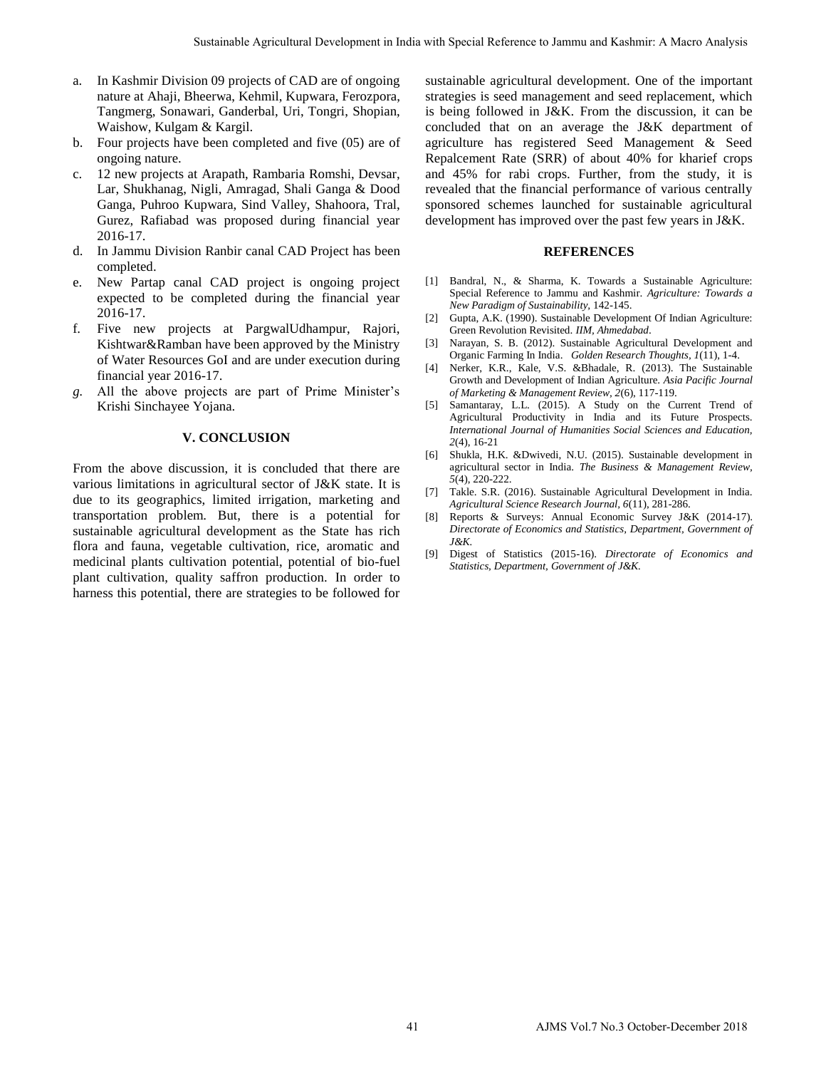a. In Kashmir Division 09 projects of CAD are of ongoing nature at Ahaji, Bheerwa, Kehmil, Kupwara, Ferozpora, Tangmerg, Sonawari, Ganderbal, Uri, Tongri, Shopian, Waishow, Kulgam & Kargil.
b. Four projects have been completed and five (05) are of ongoing nature.
c. 12 new projects at Arapath, Rambaria Romshi, Devsar, Lar, Shukhanag, Nigli, Amragad, Shali Ganga & Dood Ganga, Puhroo Kupwara, Sind Valley, Shahoora, Tral, Gurez, Rafiabad was proposed during financial year 2016-17.
d. In Jammu Division Ranbir canal CAD Project has been completed.
e. New Partap canal CAD project is ongoing project expected to be completed during the financial year 2016-17.
f. Five new projects at PargwalUdhampur, Rajori, Kishtwar&Ramban have been approved by the Ministry of Water Resources GoI and are under execution during financial year 2016-17.
*g.* All the above projects are part of Prime Minister's Krishi Sinchayee Yojana.

## V. CONCLUSION

From the above discussion, it is concluded that there are various limitations in agricultural sector of J&K state. It is due to its geographics, limited irrigation, marketing and transportation problem. But, there is a potential for sustainable agricultural development as the State has rich flora and fauna, vegetable cultivation, rice, aromatic and medicinal plants cultivation potential, potential of bio-fuel plant cultivation, quality saffron production. In order to harness this potential, there are strategies to be followed for sustainable agricultural development. One of the important strategies is seed management and seed replacement, which is being followed in J&K. From the discussion, it can be concluded that on an average the J&K department of agriculture has registered Seed Management & Seed Repalcement Rate (SRR) of about 40% for kharief crops and 45% for rabi crops. Further, from the study, it is revealed that the financial performance of various centrally sponsored schemes launched for sustainable agricultural development has improved over the past few years in J&K.

## REFERENCES

[1] Bandral, N., & Sharma, K. Towards a Sustainable Agriculture: Special Reference to Jammu and Kashmir. *Agriculture: Towards a New Paradigm of Sustainability*, 142-145.

[2] Gupta, A.K. (1990). Sustainable Development Of Indian Agriculture: Green Revolution Revisited. *IIM, Ahmedabad*.

[3] Narayan, S. B. (2012). Sustainable Agricultural Development and Organic Farming In India. *Golden Research Thoughts*, *1*(11), 1-4.

[4] Nerker, K.R., Kale, V.S. &Bhadale, R. (2013). The Sustainable Growth and Development of Indian Agriculture. *Asia Pacific Journal of Marketing & Management Review*, *2*(6), 117-119.

[5] Samantaray, L.L. (2015). A Study on the Current Trend of Agricultural Productivity in India and its Future Prospects. *International Journal of Humanities Social Sciences and Education*, *2*(4), 16-21

[6] Shukla, H.K. &Dwivedi, N.U. (2015). Sustainable development in agricultural sector in India. *The Business & Management Review*, *5*(4), 220-222.

[7] Takle. S.R. (2016). Sustainable Agricultural Development in India. *Agricultural Science Research Journal*, *6*(11), 281-286.

[8] Reports & Surveys: Annual Economic Survey J&K (2014-17). *Directorate of Economics and Statistics, Department, Government of J&K.*

[9] Digest of Statistics (2015-16). *Directorate of Economics and Statistics, Department, Government of J&K.*